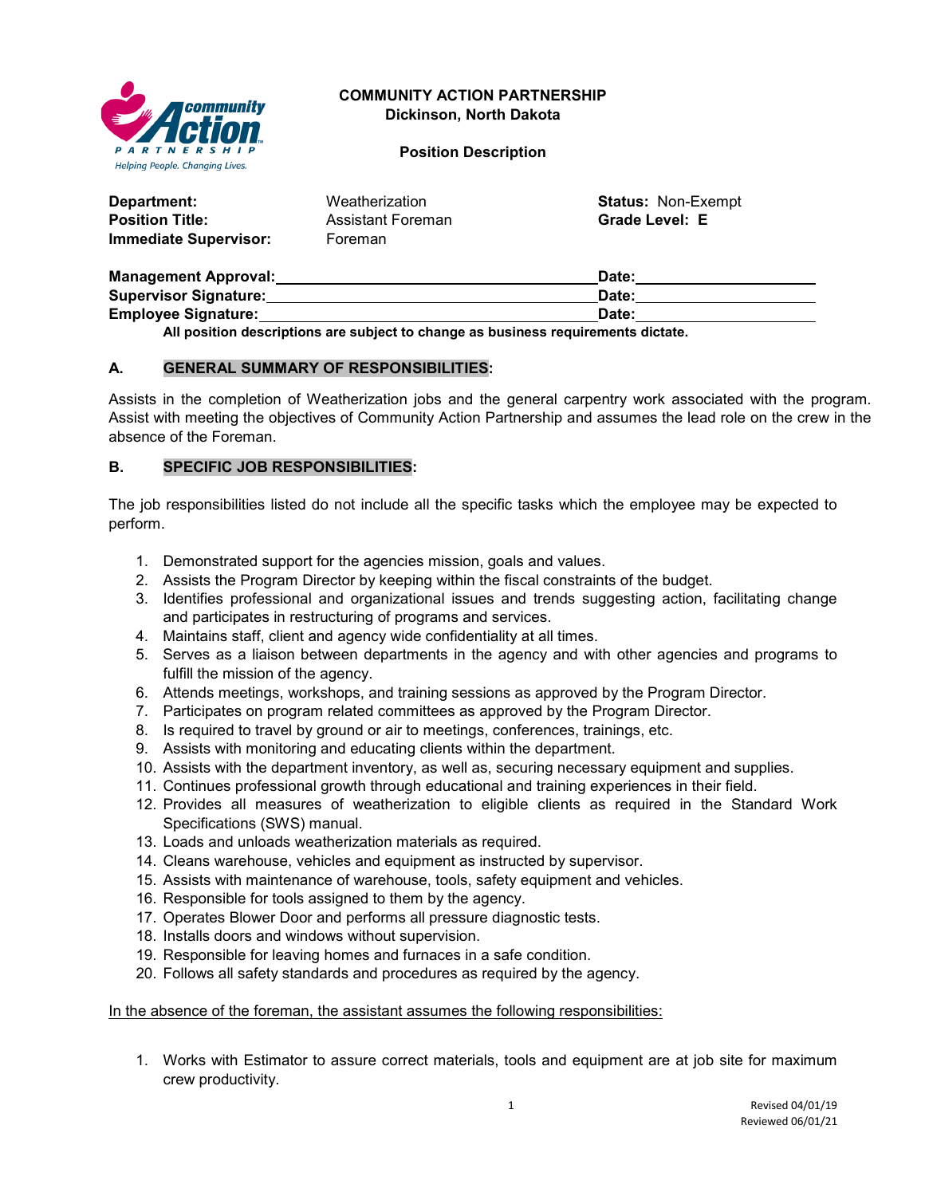**COMMUNITY ACTION PARTNERSHIP**
**Dickinson, North Dakota**

**Position Description**

| | | |
|---|---|---|
| **Department:** | Weatherization | **Status:** Non-Exempt |
| **Position Title:** | Assistant Foreman | **Grade Level: E** |
| **Immediate Supervisor:** | Foreman | |

**Management Approval:** ______________________________ **Date:** ______________
**Supervisor Signature:** ______________________________ **Date:** ______________
**Employee Signature:** ______________________________ **Date:** ______________

**All position descriptions are subject to change as business requirements dictate.**

## A. GENERAL SUMMARY OF RESPONSIBILITIES:

Assists in the completion of Weatherization jobs and the general carpentry work associated with the program. Assist with meeting the objectives of Community Action Partnership and assumes the lead role on the crew in the absence of the Foreman.

## B. SPECIFIC JOB RESPONSIBILITIES:

The job responsibilities listed do not include all the specific tasks which the employee may be expected to perform.

1. Demonstrated support for the agencies mission, goals and values.
2. Assists the Program Director by keeping within the fiscal constraints of the budget.
3. Identifies professional and organizational issues and trends suggesting action, facilitating change and participates in restructuring of programs and services.
4. Maintains staff, client and agency wide confidentiality at all times.
5. Serves as a liaison between departments in the agency and with other agencies and programs to fulfill the mission of the agency.
6. Attends meetings, workshops, and training sessions as approved by the Program Director.
7. Participates on program related committees as approved by the Program Director.
8. Is required to travel by ground or air to meetings, conferences, trainings, etc.
9. Assists with monitoring and educating clients within the department.
10. Assists with the department inventory, as well as, securing necessary equipment and supplies.
11. Continues professional growth through educational and training experiences in their field.
12. Provides all measures of weatherization to eligible clients as required in the Standard Work Specifications (SWS) manual.
13. Loads and unloads weatherization materials as required.
14. Cleans warehouse, vehicles and equipment as instructed by supervisor.
15. Assists with maintenance of warehouse, tools, safety equipment and vehicles.
16. Responsible for tools assigned to them by the agency.
17. Operates Blower Door and performs all pressure diagnostic tests.
18. Installs doors and windows without supervision.
19. Responsible for leaving homes and furnaces in a safe condition.
20. Follows all safety standards and procedures as required by the agency.

<u>In the absence of the foreman, the assistant assumes the following responsibilities:</u>

1. Works with Estimator to assure correct materials, tools and equipment are at job site for maximum crew productivity.

Revised 04/01/19
Reviewed 06/01/21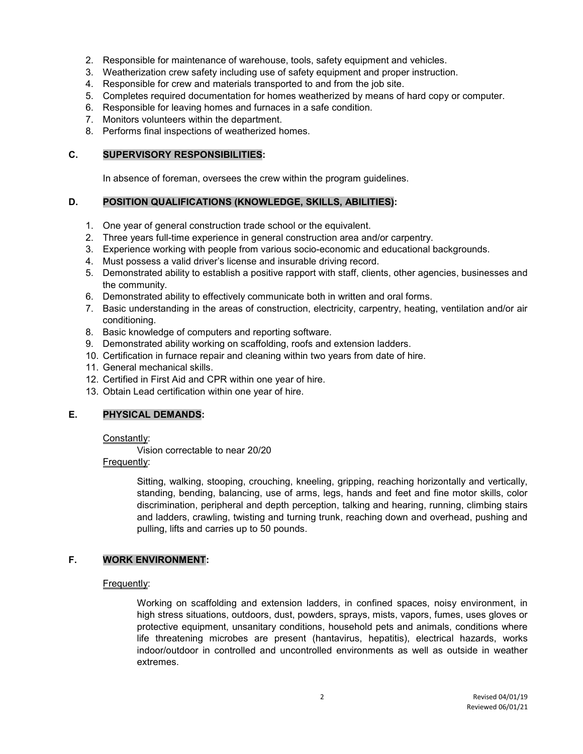2. Responsible for maintenance of warehouse, tools, safety equipment and vehicles.
3. Weatherization crew safety including use of safety equipment and proper instruction.
4. Responsible for crew and materials transported to and from the job site.
5. Completes required documentation for homes weatherized by means of hard copy or computer.
6. Responsible for leaving homes and furnaces in a safe condition.
7. Monitors volunteers within the department.
8. Performs final inspections of weatherized homes.

## C. SUPERVISORY RESPONSIBILITIES:

In absence of foreman, oversees the crew within the program guidelines.

## D. POSITION QUALIFICATIONS (KNOWLEDGE, SKILLS, ABILITIES):

1. One year of general construction trade school or the equivalent.
2. Three years full-time experience in general construction area and/or carpentry.
3. Experience working with people from various socio-economic and educational backgrounds.
4. Must possess a valid driver's license and insurable driving record.
5. Demonstrated ability to establish a positive rapport with staff, clients, other agencies, businesses and the community.
6. Demonstrated ability to effectively communicate both in written and oral forms.
7. Basic understanding in the areas of construction, electricity, carpentry, heating, ventilation and/or air conditioning.
8. Basic knowledge of computers and reporting software.
9. Demonstrated ability working on scaffolding, roofs and extension ladders.
10. Certification in furnace repair and cleaning within two years from date of hire.
11. General mechanical skills.
12. Certified in First Aid and CPR within one year of hire.
13. Obtain Lead certification within one year of hire.

## E. PHYSICAL DEMANDS:

Constantly:

Vision correctable to near 20/20

Frequently:

Sitting, walking, stooping, crouching, kneeling, gripping, reaching horizontally and vertically, standing, bending, balancing, use of arms, legs, hands and feet and fine motor skills, color discrimination, peripheral and depth perception, talking and hearing, running, climbing stairs and ladders, crawling, twisting and turning trunk, reaching down and overhead, pushing and pulling, lifts and carries up to 50 pounds.

## F. WORK ENVIRONMENT:

Frequently:

Working on scaffolding and extension ladders, in confined spaces, noisy environment, in high stress situations, outdoors, dust, powders, sprays, mists, vapors, fumes, uses gloves or protective equipment, unsanitary conditions, household pets and animals, conditions where life threatening microbes are present (hantavirus, hepatitis), electrical hazards, works indoor/outdoor in controlled and uncontrolled environments as well as outside in weather extremes.

Revised 04/01/19
Reviewed 06/01/21